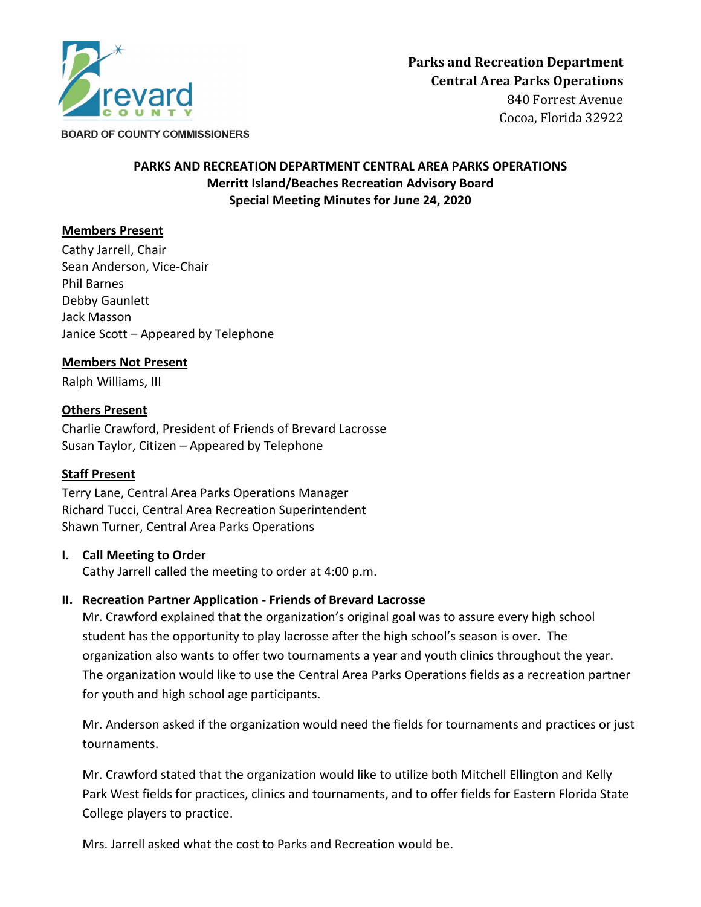BOARD OF COUNTY COMMISSIONERS

**Parks and Recreation Department**
**Central Area Parks Operations**
840 Forrest Avenue
Cocoa, Florida 32922

# PARKS AND RECREATION DEPARTMENT CENTRAL AREA PARKS OPERATIONS
## Merritt Island/Beaches Recreation Advisory Board
## Special Meeting Minutes for June 24, 2020

**Members Present**

Cathy Jarrell, Chair
Sean Anderson, Vice-Chair
Phil Barnes
Debby Gaunlett
Jack Masson
Janice Scott – Appeared by Telephone

**Members Not Present**

Ralph Williams, III

**Others Present**

Charlie Crawford, President of Friends of Brevard Lacrosse
Susan Taylor, Citizen – Appeared by Telephone

**Staff Present**

Terry Lane, Central Area Parks Operations Manager
Richard Tucci, Central Area Recreation Superintendent
Shawn Turner, Central Area Parks Operations

**I. Call Meeting to Order**

Cathy Jarrell called the meeting to order at 4:00 p.m.

**II. Recreation Partner Application - Friends of Brevard Lacrosse**

Mr. Crawford explained that the organization's original goal was to assure every high school student has the opportunity to play lacrosse after the high school's season is over. The organization also wants to offer two tournaments a year and youth clinics throughout the year. The organization would like to use the Central Area Parks Operations fields as a recreation partner for youth and high school age participants.

Mr. Anderson asked if the organization would need the fields for tournaments and practices or just tournaments.

Mr. Crawford stated that the organization would like to utilize both Mitchell Ellington and Kelly Park West fields for practices, clinics and tournaments, and to offer fields for Eastern Florida State College players to practice.

Mrs. Jarrell asked what the cost to Parks and Recreation would be.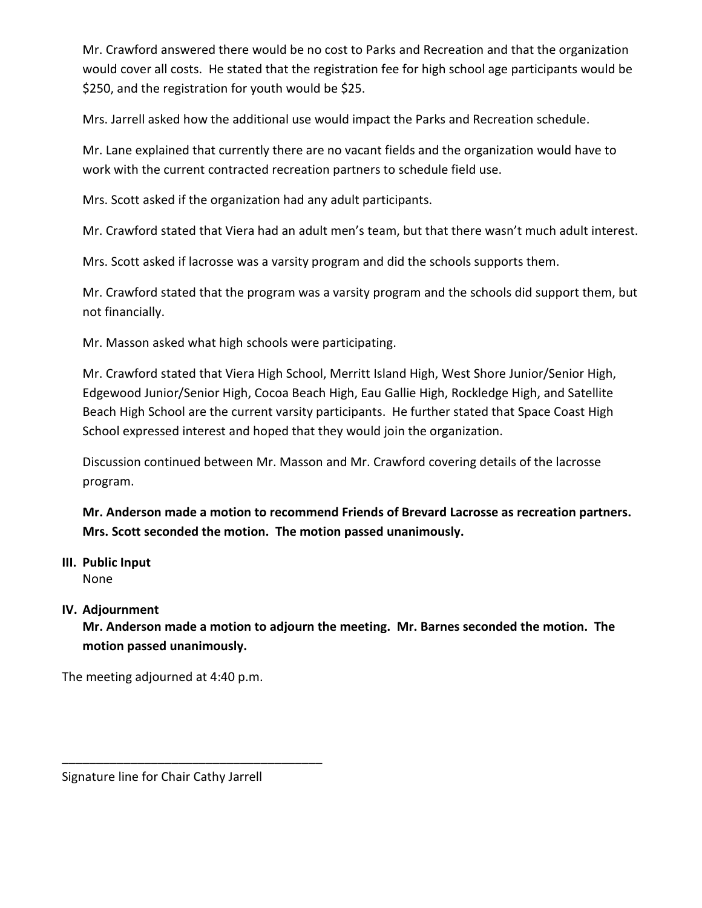Mr. Crawford answered there would be no cost to Parks and Recreation and that the organization would cover all costs. He stated that the registration fee for high school age participants would be $250, and the registration for youth would be $25.

Mrs. Jarrell asked how the additional use would impact the Parks and Recreation schedule.

Mr. Lane explained that currently there are no vacant fields and the organization would have to work with the current contracted recreation partners to schedule field use.

Mrs. Scott asked if the organization had any adult participants.

Mr. Crawford stated that Viera had an adult men's team, but that there wasn't much adult interest.

Mrs. Scott asked if lacrosse was a varsity program and did the schools supports them.

Mr. Crawford stated that the program was a varsity program and the schools did support them, but not financially.

Mr. Masson asked what high schools were participating.

Mr. Crawford stated that Viera High School, Merritt Island High, West Shore Junior/Senior High, Edgewood Junior/Senior High, Cocoa Beach High, Eau Gallie High, Rockledge High, and Satellite Beach High School are the current varsity participants. He further stated that Space Coast High School expressed interest and hoped that they would join the organization.

Discussion continued between Mr. Masson and Mr. Crawford covering details of the lacrosse program.

**Mr. Anderson made a motion to recommend Friends of Brevard Lacrosse as recreation partners. Mrs. Scott seconded the motion. The motion passed unanimously.**

**III. Public Input**

None

**IV. Adjournment**

**Mr. Anderson made a motion to adjourn the meeting. Mr. Barnes seconded the motion. The motion passed unanimously.**

The meeting adjourned at 4:40 p.m.

\_\_\_\_\_\_\_\_\_\_\_\_\_\_\_\_\_\_\_\_\_\_\_\_\_\_\_\_\_\_\_\_\_\_\_\_\_\_\_\_

Signature line for Chair Cathy Jarrell